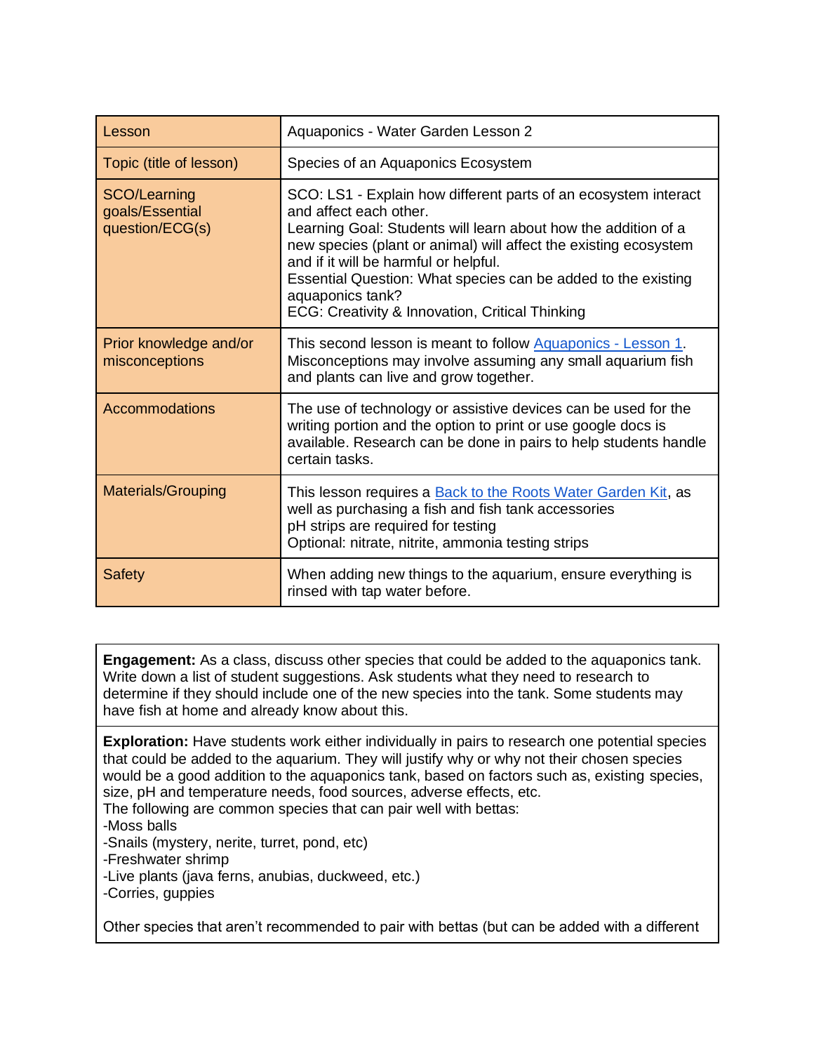| Lesson | Aquaponics - Water Garden Lesson 2 |
|---|---|
| Topic (title of lesson) | Species of an Aquaponics Ecosystem |
| SCO/Learning goals/Essential question/ECG(s) | SCO: LS1 - Explain how different parts of an ecosystem interact and affect each other.<br>Learning Goal: Students will learn about how the addition of a new species (plant or animal) will affect the existing ecosystem and if it will be harmful or helpful.<br>Essential Question: What species can be added to the existing aquaponics tank?<br>ECG: Creativity & Innovation, Critical Thinking |
| Prior knowledge and/or misconceptions | This second lesson is meant to follow Aquaponics - Lesson 1. Misconceptions may involve assuming any small aquarium fish and plants can live and grow together. |
| Accommodations | The use of technology or assistive devices can be used for the writing portion and the option to print or use google docs is available. Research can be done in pairs to help students handle certain tasks. |
| Materials/Grouping | This lesson requires a Back to the Roots Water Garden Kit, as well as purchasing a fish and fish tank accessories<br>pH strips are required for testing<br>Optional: nitrate, nitrite, ammonia testing strips |
| Safety | When adding new things to the aquarium, ensure everything is rinsed with tap water before. |

**Engagement:** As a class, discuss other species that could be added to the aquaponics tank. Write down a list of student suggestions. Ask students what they need to research to determine if they should include one of the new species into the tank. Some students may have fish at home and already know about this.

**Exploration:** Have students work either individually in pairs to research one potential species that could be added to the aquarium. They will justify why or why not their chosen species would be a good addition to the aquaponics tank, based on factors such as, existing species, size, pH and temperature needs, food sources, adverse effects, etc.
The following are common species that can pair well with bettas:
-Moss balls
-Snails (mystery, nerite, turret, pond, etc)
-Freshwater shrimp
-Live plants (java ferns, anubias, duckweed, etc.)
-Corries, guppies

Other species that aren't recommended to pair with bettas (but can be added with a different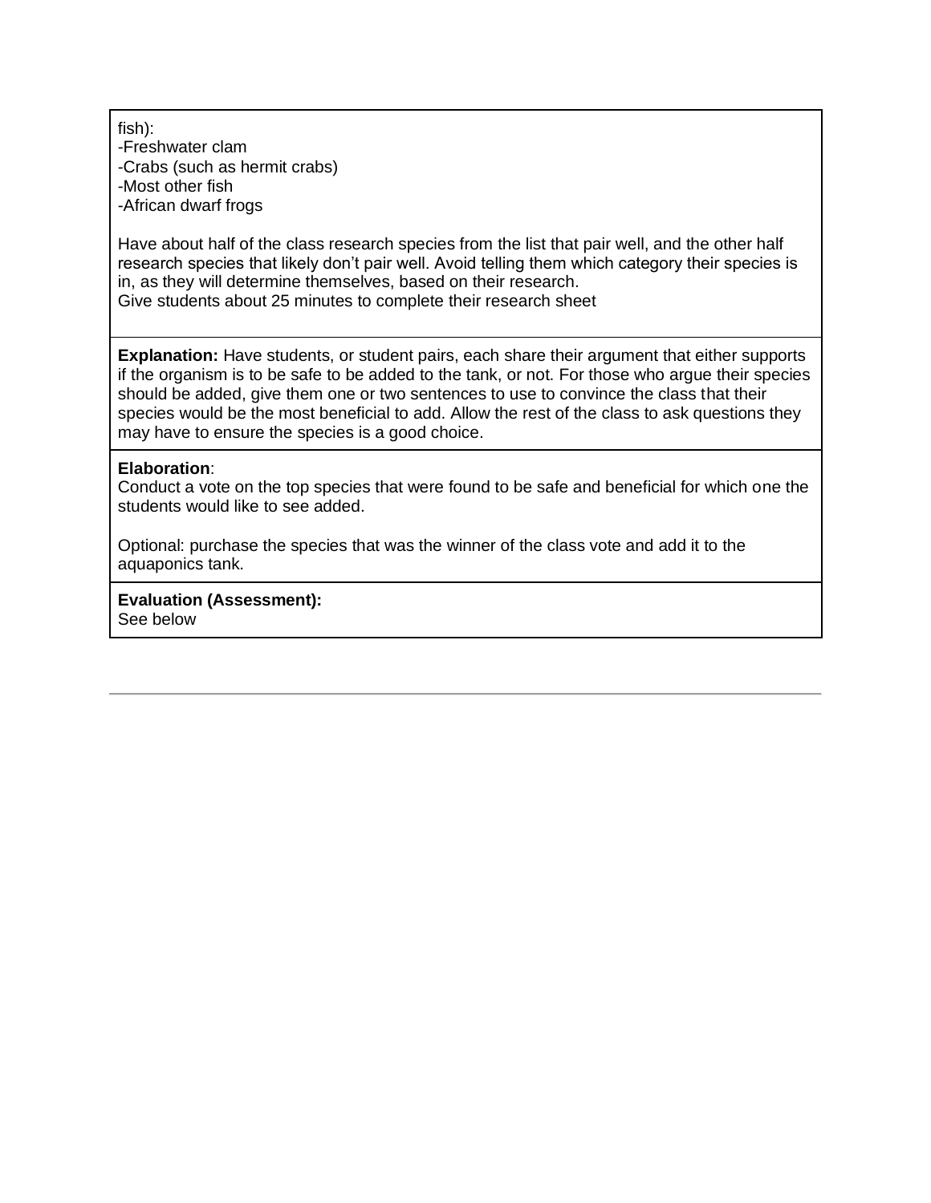fish):

-Freshwater clam
-Crabs (such as hermit crabs)
-Most other fish
-African dwarf frogs

Have about half of the class research species from the list that pair well, and the other half research species that likely don't pair well. Avoid telling them which category their species is in, as they will determine themselves, based on their research.
Give students about 25 minutes to complete their research sheet

**Explanation:** Have students, or student pairs, each share their argument that either supports if the organism is to be safe to be added to the tank, or not. For those who argue their species should be added, give them one or two sentences to use to convince the class that their species would be the most beneficial to add. Allow the rest of the class to ask questions they may have to ensure the species is a good choice.

**Elaboration**:
Conduct a vote on the top species that were found to be safe and beneficial for which one the students would like to see added.

Optional: purchase the species that was the winner of the class vote and add it to the aquaponics tank.

**Evaluation (Assessment):**
See below

---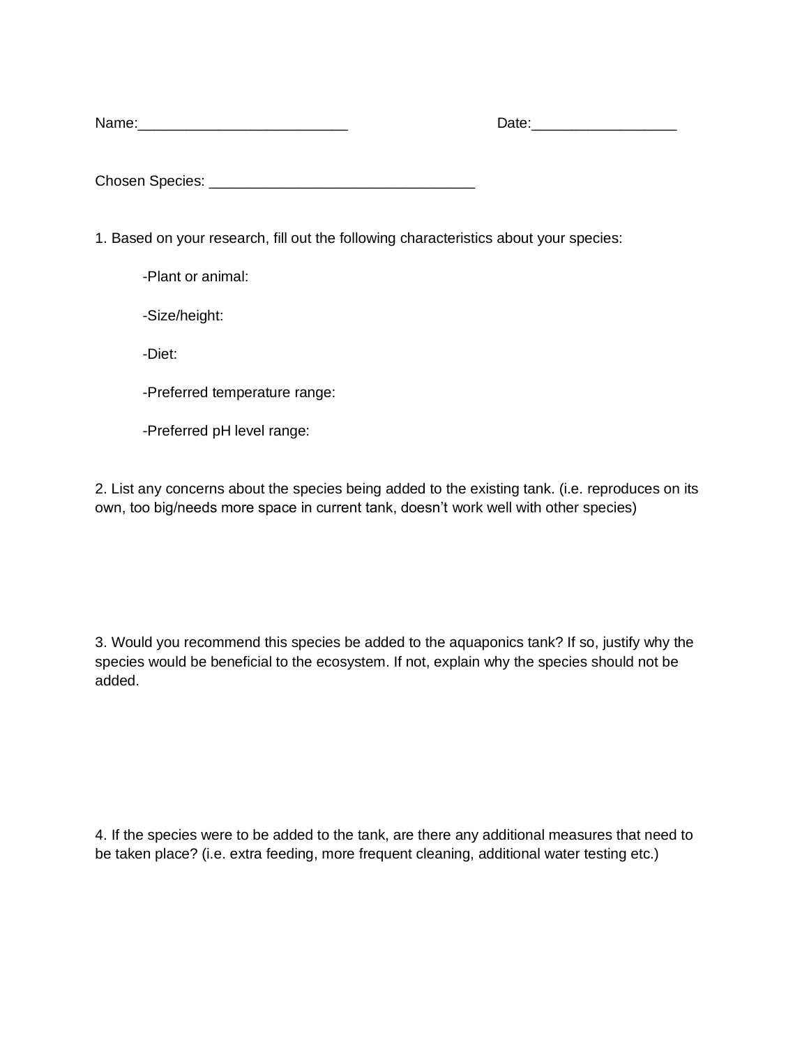Name:__________________________ Date:__________________

Chosen Species: _________________________________

1. Based on your research, fill out the following characteristics about your species:

   -Plant or animal:

   -Size/height:

   -Diet:

   -Preferred temperature range:

   -Preferred pH level range:

2. List any concerns about the species being added to the existing tank. (i.e. reproduces on its own, too big/needs more space in current tank, doesn't work well with other species)

3. Would you recommend this species be added to the aquaponics tank? If so, justify why the species would be beneficial to the ecosystem. If not, explain why the species should not be added.

4. If the species were to be added to the tank, are there any additional measures that need to be taken place? (i.e. extra feeding, more frequent cleaning, additional water testing etc.)